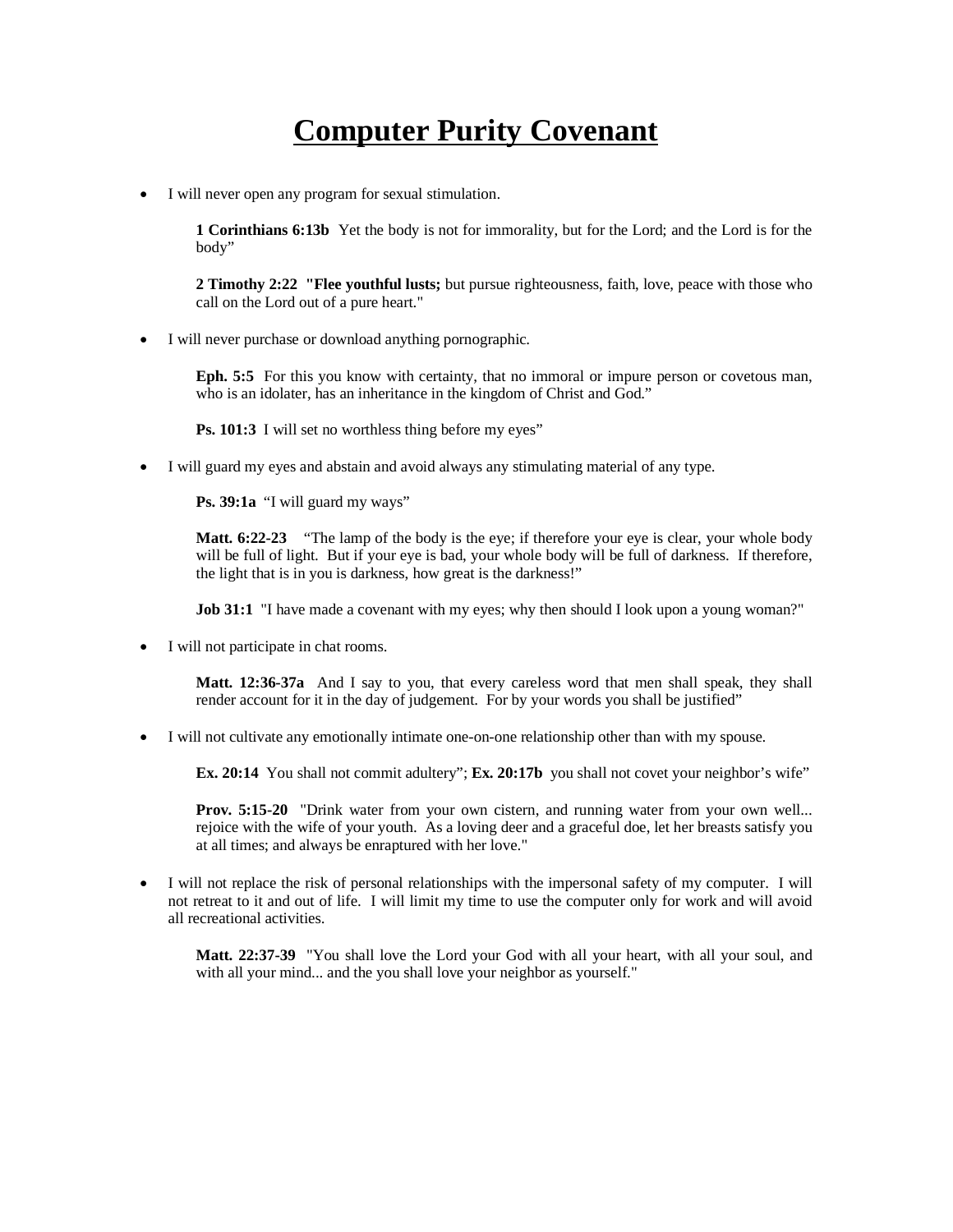# Computer Purity Covenant

- I will never open any program for sexual stimulation.

  **1 Corinthians 6:13b** Yet the body is not for immorality, but for the Lord; and the Lord is for the body"

  **2 Timothy 2:22 "Flee youthful lusts;** but pursue righteousness, faith, love, peace with those who call on the Lord out of a pure heart."

- I will never purchase or download anything pornographic.

  **Eph. 5:5** For this you know with certainty, that no immoral or impure person or covetous man, who is an idolater, has an inheritance in the kingdom of Christ and God."

  **Ps. 101:3** I will set no worthless thing before my eyes"

- I will guard my eyes and abstain and avoid always any stimulating material of any type.

  **Ps. 39:1a** "I will guard my ways"

  **Matt. 6:22-23** "The lamp of the body is the eye; if therefore your eye is clear, your whole body will be full of light. But if your eye is bad, your whole body will be full of darkness. If therefore, the light that is in you is darkness, how great is the darkness!"

  **Job 31:1** "I have made a covenant with my eyes; why then should I look upon a young woman?"

- I will not participate in chat rooms.

  **Matt. 12:36-37a** And I say to you, that every careless word that men shall speak, they shall render account for it in the day of judgement. For by your words you shall be justified"

- I will not cultivate any emotionally intimate one-on-one relationship other than with my spouse.

  **Ex. 20:14** You shall not commit adultery"; **Ex. 20:17b** you shall not covet your neighbor's wife"

  **Prov. 5:15-20** "Drink water from your own cistern, and running water from your own well... rejoice with the wife of your youth. As a loving deer and a graceful doe, let her breasts satisfy you at all times; and always be enraptured with her love."

- I will not replace the risk of personal relationships with the impersonal safety of my computer. I will not retreat to it and out of life. I will limit my time to use the computer only for work and will avoid all recreational activities.

  **Matt. 22:37-39** "You shall love the Lord your God with all your heart, with all your soul, and with all your mind... and the you shall love your neighbor as yourself."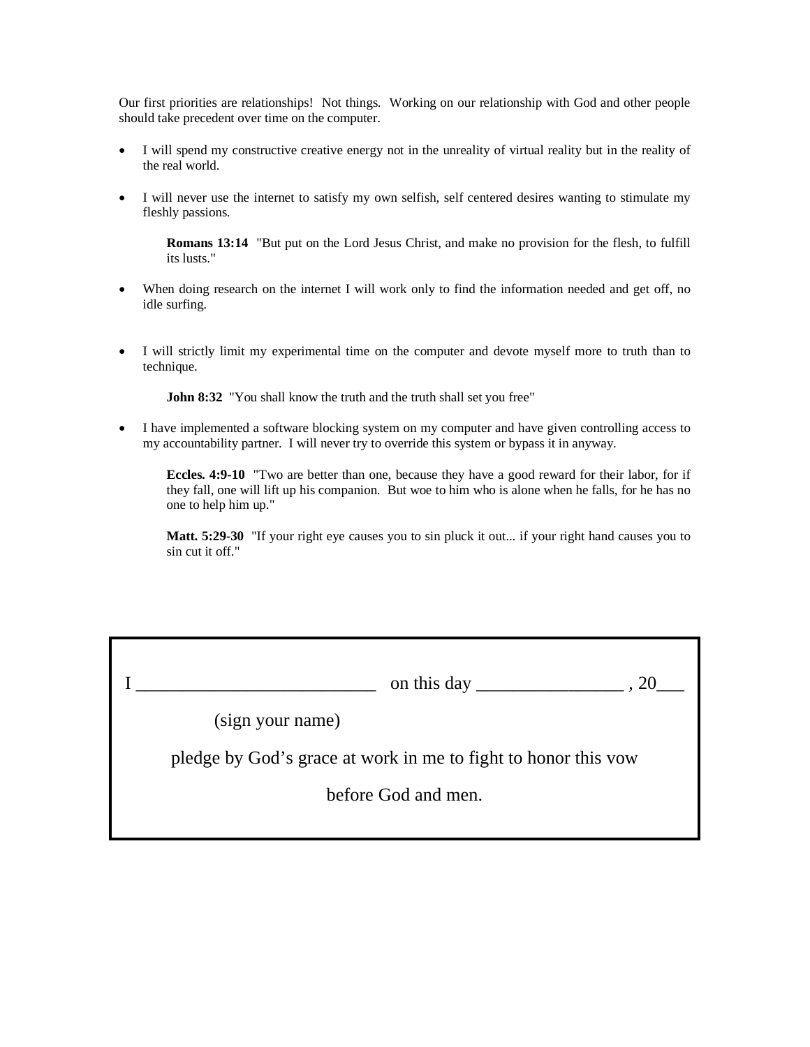Our first priorities are relationships! Not things. Working on our relationship with God and other people should take precedent over time on the computer.

- I will spend my constructive creative energy not in the unreality of virtual reality but in the reality of the real world.

- I will never use the internet to satisfy my own selfish, self centered desires wanting to stimulate my fleshly passions.

  **Romans 13:14** "But put on the Lord Jesus Christ, and make no provision for the flesh, to fulfill its lusts."

- When doing research on the internet I will work only to find the information needed and get off, no idle surfing.

- I will strictly limit my experimental time on the computer and devote myself more to truth than to technique.

  **John 8:32** "You shall know the truth and the truth shall set you free"

- I have implemented a software blocking system on my computer and have given controlling access to my accountability partner. I will never try to override this system or bypass it in anyway.

  **Eccles. 4:9-10** "Two are better than one, because they have a good reward for their labor, for if they fall, one will lift up his companion. But woe to him who is alone when he falls, for he has no one to help him up."

  **Matt. 5:29-30** "If your right eye causes you to sin pluck it out... if your right hand causes you to sin cut it off."

I ___________________________ on this day ________________ , 20___

(sign your name)

pledge by God's grace at work in me to fight to honor this vow

before God and men.